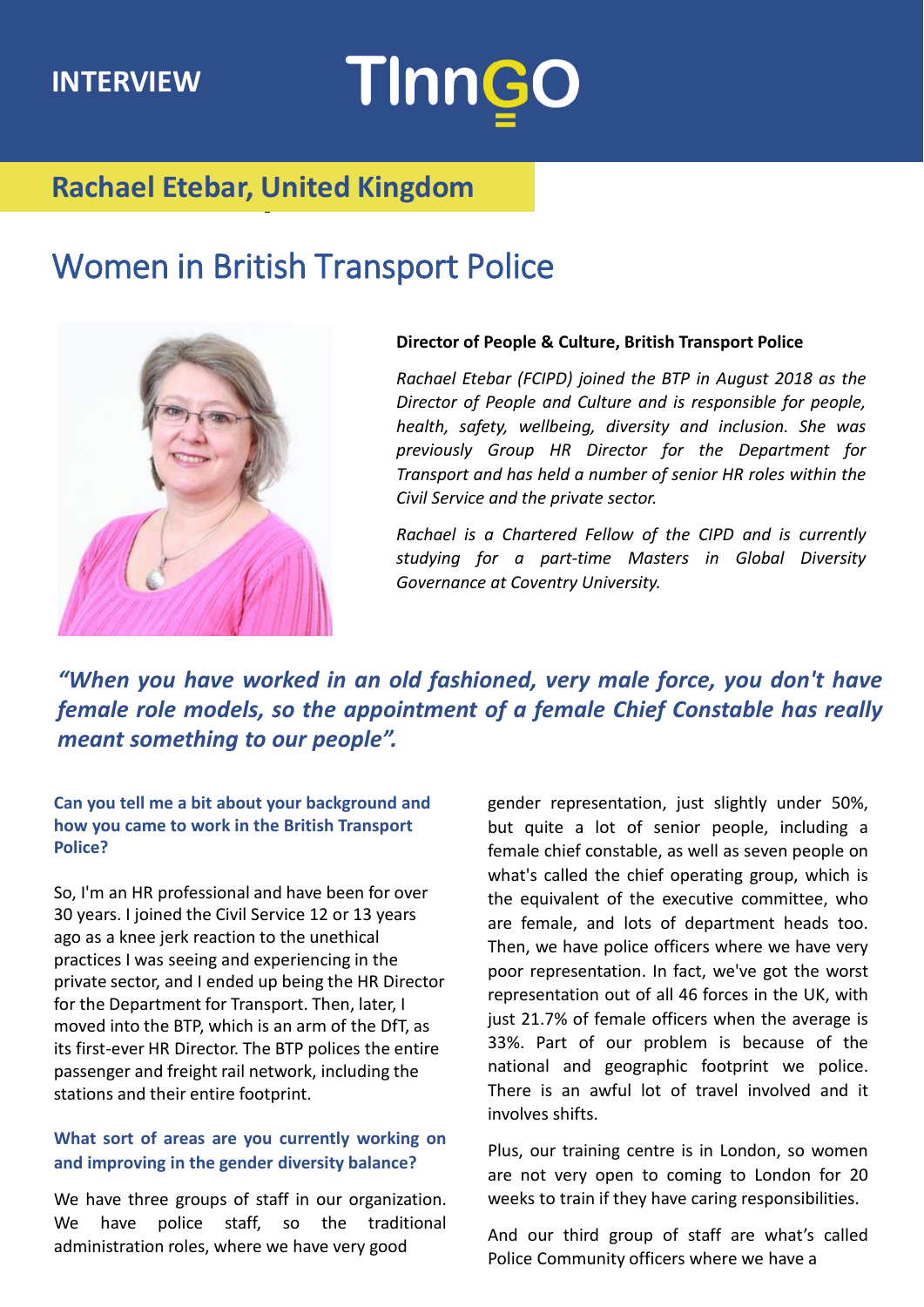INTERVIEW

# TInnGO

## Rachael Etebar, United Kingdom

# Women in British Transport Police

**Director of People & Culture, British Transport Police**

*Rachael Etebar (FCIPD) joined the BTP in August 2018 as the Director of People and Culture and is responsible for people, health, safety, wellbeing, diversity and inclusion. She was previously Group HR Director for the Department for Transport and has held a number of senior HR roles within the Civil Service and the private sector.*

*Rachael is a Chartered Fellow of the CIPD and is currently studying for a part-time Masters in Global Diversity Governance at Coventry University.*

***"When you have worked in an old fashioned, very male force, you don't have female role models, so the appointment of a female Chief Constable has really meant something to our people".***

### Can you tell me a bit about your background and how you came to work in the British Transport Police?

So, I'm an HR professional and have been for over 30 years. I joined the Civil Service 12 or 13 years ago as a knee jerk reaction to the unethical practices I was seeing and experiencing in the private sector, and I ended up being the HR Director for the Department for Transport. Then, later, I moved into the BTP, which is an arm of the DfT, as its first-ever HR Director. The BTP polices the entire passenger and freight rail network, including the stations and their entire footprint.

### What sort of areas are you currently working on and improving in the gender diversity balance?

We have three groups of staff in our organization. We have police staff, so the traditional administration roles, where we have very good gender representation, just slightly under 50%, but quite a lot of senior people, including a female chief constable, as well as seven people on what's called the chief operating group, which is the equivalent of the executive committee, who are female, and lots of department heads too. Then, we have police officers where we have very poor representation. In fact, we've got the worst representation out of all 46 forces in the UK, with just 21.7% of female officers when the average is 33%. Part of our problem is because of the national and geographic footprint we police. There is an awful lot of travel involved and it involves shifts.

Plus, our training centre is in London, so women are not very open to coming to London for 20 weeks to train if they have caring responsibilities.

And our third group of staff are what's called Police Community officers where we have a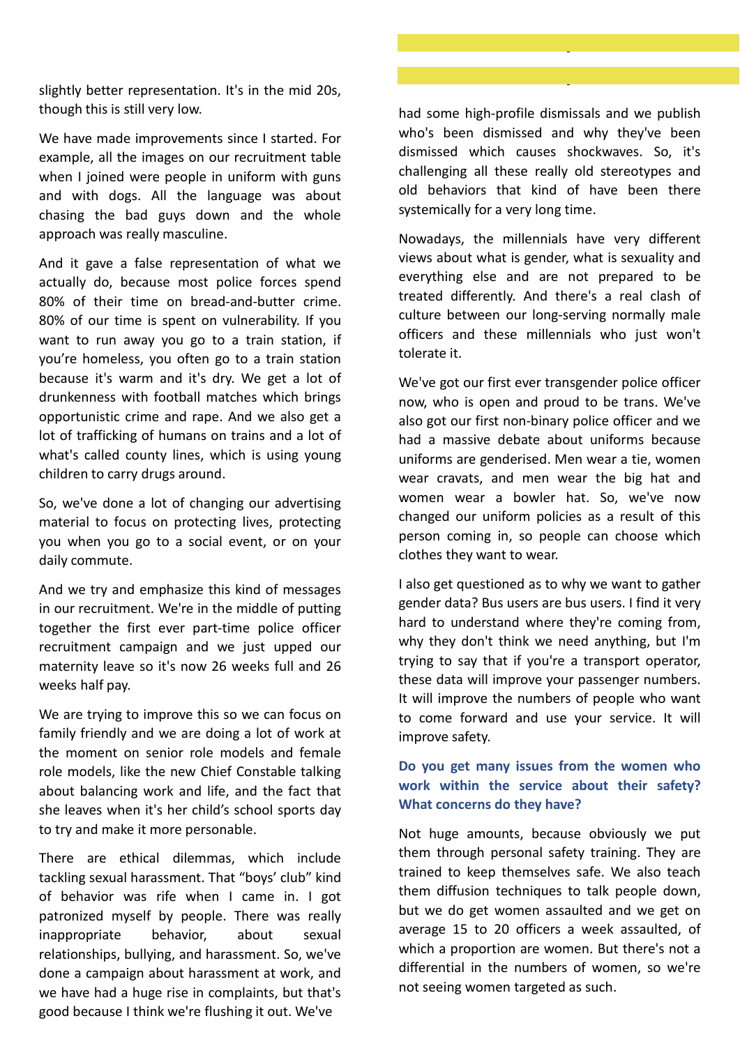slightly better representation. It's in the mid 20s, though this is still very low.

We have made improvements since I started. For example, all the images on our recruitment table when I joined were people in uniform with guns and with dogs. All the language was about chasing the bad guys down and the whole approach was really masculine.

And it gave a false representation of what we actually do, because most police forces spend 80% of their time on bread-and-butter crime. 80% of our time is spent on vulnerability. If you want to run away you go to a train station, if you're homeless, you often go to a train station because it's warm and it's dry. We get a lot of drunkenness with football matches which brings opportunistic crime and rape. And we also get a lot of trafficking of humans on trains and a lot of what's called county lines, which is using young children to carry drugs around.

So, we've done a lot of changing our advertising material to focus on protecting lives, protecting you when you go to a social event, or on your daily commute.

And we try and emphasize this kind of messages in our recruitment. We're in the middle of putting together the first ever part-time police officer recruitment campaign and we just upped our maternity leave so it's now 26 weeks full and 26 weeks half pay.

We are trying to improve this so we can focus on family friendly and we are doing a lot of work at the moment on senior role models and female role models, like the new Chief Constable talking about balancing work and life, and the fact that she leaves when it's her child's school sports day to try and make it more personable.

There are ethical dilemmas, which include tackling sexual harassment. That "boys' club" kind of behavior was rife when I came in. I got patronized myself by people. There was really inappropriate behavior, about sexual relationships, bullying, and harassment. So, we've done a campaign about harassment at work, and we have had a huge rise in complaints, but that's good because I think we're flushing it out. We've had some high-profile dismissals and we publish who's been dismissed and why they've been dismissed which causes shockwaves. So, it's challenging all these really old stereotypes and old behaviors that kind of have been there systemically for a very long time.

Nowadays, the millennials have very different views about what is gender, what is sexuality and everything else and are not prepared to be treated differently. And there's a real clash of culture between our long-serving normally male officers and these millennials who just won't tolerate it.

We've got our first ever transgender police officer now, who is open and proud to be trans. We've also got our first non-binary police officer and we had a massive debate about uniforms because uniforms are genderised. Men wear a tie, women wear cravats, and men wear the big hat and women wear a bowler hat. So, we've now changed our uniform policies as a result of this person coming in, so people can choose which clothes they want to wear.

I also get questioned as to why we want to gather gender data? Bus users are bus users. I find it very hard to understand where they're coming from, why they don't think we need anything, but I'm trying to say that if you're a transport operator, these data will improve your passenger numbers. It will improve the numbers of people who want to come forward and use your service. It will improve safety.

**Do you get many issues from the women who work within the service about their safety? What concerns do they have?**

Not huge amounts, because obviously we put them through personal safety training. They are trained to keep themselves safe. We also teach them diffusion techniques to talk people down, but we do get women assaulted and we get on average 15 to 20 officers a week assaulted, of which a proportion are women. But there's not a differential in the numbers of women, so we're not seeing women targeted as such.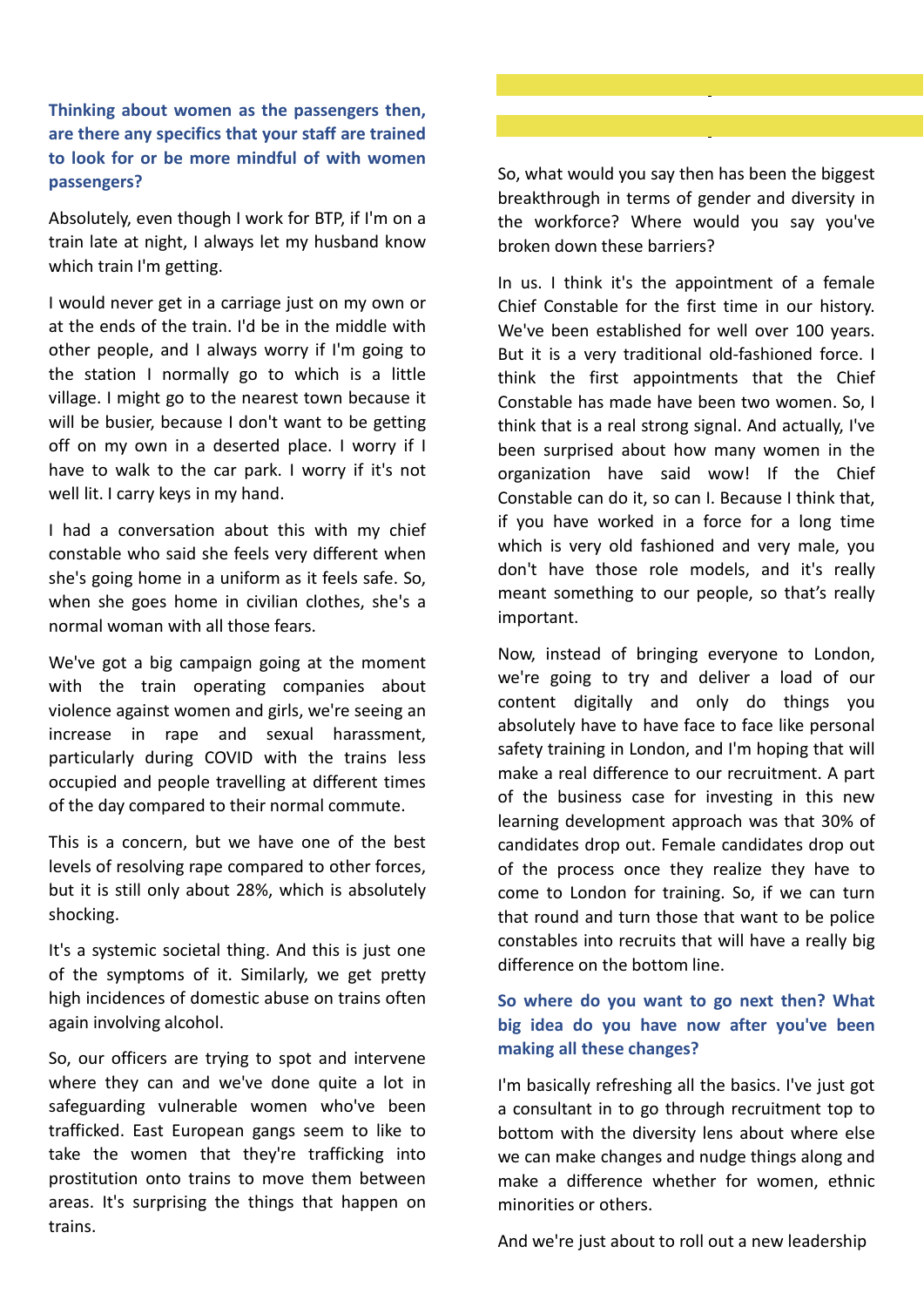**Thinking about women as the passengers then, are there any specifics that your staff are trained to look for or be more mindful of with women passengers?**

Absolutely, even though I work for BTP, if I'm on a train late at night, I always let my husband know which train I'm getting.

I would never get in a carriage just on my own or at the ends of the train. I'd be in the middle with other people, and I always worry if I'm going to the station I normally go to which is a little village. I might go to the nearest town because it will be busier, because I don't want to be getting off on my own in a deserted place. I worry if I have to walk to the car park. I worry if it's not well lit. I carry keys in my hand.

I had a conversation about this with my chief constable who said she feels very different when she's going home in a uniform as it feels safe. So, when she goes home in civilian clothes, she's a normal woman with all those fears.

We've got a big campaign going at the moment with the train operating companies about violence against women and girls, we're seeing an increase in rape and sexual harassment, particularly during COVID with the trains less occupied and people travelling at different times of the day compared to their normal commute.

This is a concern, but we have one of the best levels of resolving rape compared to other forces, but it is still only about 28%, which is absolutely shocking.

It's a systemic societal thing. And this is just one of the symptoms of it. Similarly, we get pretty high incidences of domestic abuse on trains often again involving alcohol.

So, our officers are trying to spot and intervene where they can and we've done quite a lot in safeguarding vulnerable women who've been trafficked. East European gangs seem to like to take the women that they're trafficking into prostitution onto trains to move them between areas. It's surprising the things that happen on trains.

So, what would you say then has been the biggest breakthrough in terms of gender and diversity in the workforce? Where would you say you've broken down these barriers?

In us. I think it's the appointment of a female Chief Constable for the first time in our history. We've been established for well over 100 years. But it is a very traditional old-fashioned force. I think the first appointments that the Chief Constable has made have been two women. So, I think that is a real strong signal. And actually, I've been surprised about how many women in the organization have said wow! If the Chief Constable can do it, so can I. Because I think that, if you have worked in a force for a long time which is very old fashioned and very male, you don't have those role models, and it's really meant something to our people, so that's really important.

Now, instead of bringing everyone to London, we're going to try and deliver a load of our content digitally and only do things you absolutely have to have face to face like personal safety training in London, and I'm hoping that will make a real difference to our recruitment. A part of the business case for investing in this new learning development approach was that 30% of candidates drop out. Female candidates drop out of the process once they realize they have to come to London for training. So, if we can turn that round and turn those that want to be police constables into recruits that will have a really big difference on the bottom line.

**So where do you want to go next then? What big idea do you have now after you've been making all these changes?**

I'm basically refreshing all the basics. I've just got a consultant in to go through recruitment top to bottom with the diversity lens about where else we can make changes and nudge things along and make a difference whether for women, ethnic minorities or others.

And we're just about to roll out a new leadership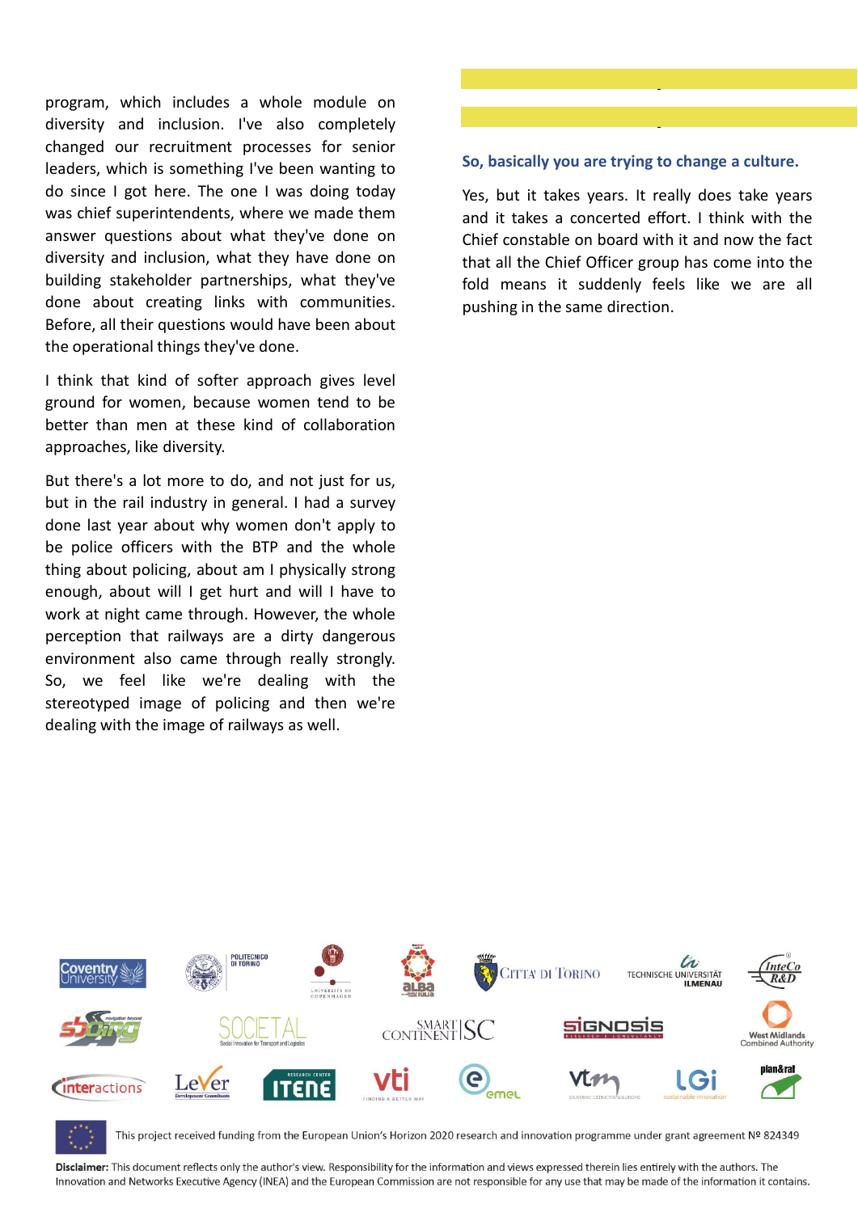program, which includes a whole module on diversity and inclusion. I've also completely changed our recruitment processes for senior leaders, which is something I've been wanting to do since I got here. The one I was doing today was chief superintendents, where we made them answer questions about what they've done on diversity and inclusion, what they have done on building stakeholder partnerships, what they've done about creating links with communities. Before, all their questions would have been about the operational things they've done.

I think that kind of softer approach gives level ground for women, because women tend to be better than men at these kind of collaboration approaches, like diversity.

But there's a lot more to do, and not just for us, but in the rail industry in general. I had a survey done last year about why women don't apply to be police officers with the BTP and the whole thing about policing, about am I physically strong enough, about will I get hurt and will I have to work at night came through. However, the whole perception that railways are a dirty dangerous environment also came through really strongly. So, we feel like we're dealing with the stereotyped image of policing and then we're dealing with the image of railways as well.

**So, basically you are trying to change a culture.**

Yes, but it takes years. It really does take years and it takes a concerted effort. I think with the Chief constable on board with it and now the fact that all the Chief Officer group has come into the fold means it suddenly feels like we are all pushing in the same direction.

This project received funding from the European Union's Horizon 2020 research and innovation programme under grant agreement Nº 824349

**Disclaimer:** This document reflects only the author's view. Responsibility for the information and views expressed therein lies entirely with the authors. The Innovation and Networks Executive Agency (INEA) and the European Commission are not responsible for any use that may be made of the information it contains.